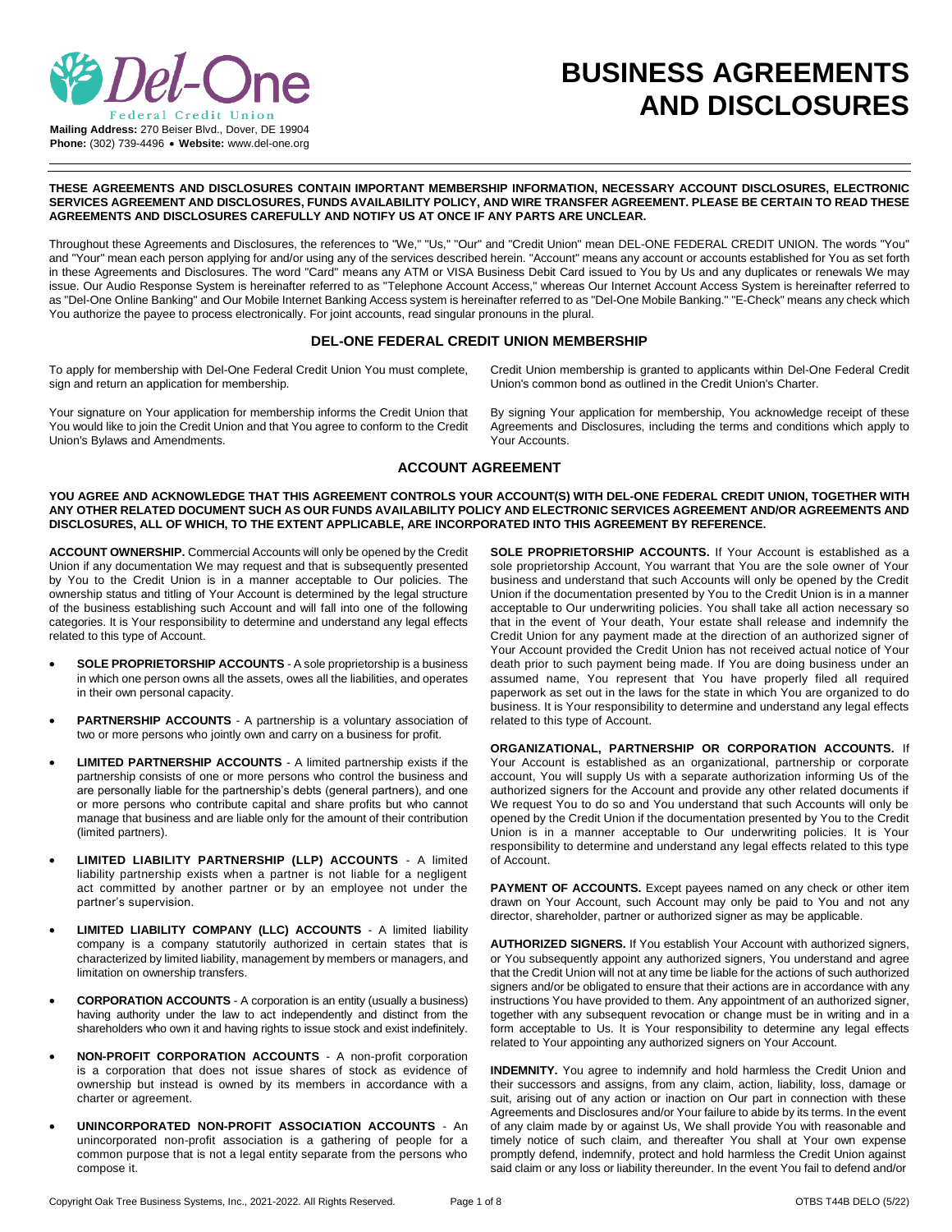Del-One Federal Credit Union

**Mailing Address:** 270 Beiser Blvd., Dover, DE 19904
**Phone:** (302) 739-4496 • **Website:** www.del-one.org

# BUSINESS AGREEMENTS AND DISCLOSURES

**THESE AGREEMENTS AND DISCLOSURES CONTAIN IMPORTANT MEMBERSHIP INFORMATION, NECESSARY ACCOUNT DISCLOSURES, ELECTRONIC SERVICES AGREEMENT AND DISCLOSURES, FUNDS AVAILABILITY POLICY, AND WIRE TRANSFER AGREEMENT. PLEASE BE CERTAIN TO READ THESE AGREEMENTS AND DISCLOSURES CAREFULLY AND NOTIFY US AT ONCE IF ANY PARTS ARE UNCLEAR.**

Throughout these Agreements and Disclosures, the references to "We," "Us," "Our" and "Credit Union" mean DEL-ONE FEDERAL CREDIT UNION. The words "You" and "Your" mean each person applying for and/or using any of the services described herein. "Account" means any account or accounts established for You as set forth in these Agreements and Disclosures. The word "Card" means any ATM or VISA Business Debit Card issued to You by Us and any duplicates or renewals We may issue. Our Audio Response System is hereinafter referred to as "Telephone Account Access," whereas Our Internet Account Access System is hereinafter referred to as "Del-One Online Banking" and Our Mobile Internet Banking Access system is hereinafter referred to as "Del-One Mobile Banking." "E-Check" means any check which You authorize the payee to process electronically. For joint accounts, read singular pronouns in the plural.

## DEL-ONE FEDERAL CREDIT UNION MEMBERSHIP

To apply for membership with Del-One Federal Credit Union You must complete, sign and return an application for membership.

Your signature on Your application for membership informs the Credit Union that You would like to join the Credit Union and that You agree to conform to the Credit Union's Bylaws and Amendments.

Credit Union membership is granted to applicants within Del-One Federal Credit Union's common bond as outlined in the Credit Union's Charter.

By signing Your application for membership, You acknowledge receipt of these Agreements and Disclosures, including the terms and conditions which apply to Your Accounts.

## ACCOUNT AGREEMENT

**YOU AGREE AND ACKNOWLEDGE THAT THIS AGREEMENT CONTROLS YOUR ACCOUNT(S) WITH DEL-ONE FEDERAL CREDIT UNION, TOGETHER WITH ANY OTHER RELATED DOCUMENT SUCH AS OUR FUNDS AVAILABILITY POLICY AND ELECTRONIC SERVICES AGREEMENT AND/OR AGREEMENTS AND DISCLOSURES, ALL OF WHICH, TO THE EXTENT APPLICABLE, ARE INCORPORATED INTO THIS AGREEMENT BY REFERENCE.**

**ACCOUNT OWNERSHIP.** Commercial Accounts will only be opened by the Credit Union if any documentation We may request and that is subsequently presented by You to the Credit Union is in a manner acceptable to Our policies. The ownership status and titling of Your Account is determined by the legal structure of the business establishing such Account and will fall into one of the following categories. It is Your responsibility to determine and understand any legal effects related to this type of Account.

- **SOLE PROPRIETORSHIP ACCOUNTS** - A sole proprietorship is a business in which one person owns all the assets, owes all the liabilities, and operates in their own personal capacity.
- **PARTNERSHIP ACCOUNTS** - A partnership is a voluntary association of two or more persons who jointly own and carry on a business for profit.
- **LIMITED PARTNERSHIP ACCOUNTS** - A limited partnership exists if the partnership consists of one or more persons who control the business and are personally liable for the partnership's debts (general partners), and one or more persons who contribute capital and share profits but who cannot manage that business and are liable only for the amount of their contribution (limited partners).
- **LIMITED LIABILITY PARTNERSHIP (LLP) ACCOUNTS** - A limited liability partnership exists when a partner is not liable for a negligent act committed by another partner or by an employee not under the partner's supervision.
- **LIMITED LIABILITY COMPANY (LLC) ACCOUNTS** - A limited liability company is a company statutorily authorized in certain states that is characterized by limited liability, management by members or managers, and limitation on ownership transfers.
- **CORPORATION ACCOUNTS** - A corporation is an entity (usually a business) having authority under the law to act independently and distinct from the shareholders who own it and having rights to issue stock and exist indefinitely.
- **NON-PROFIT CORPORATION ACCOUNTS** - A non-profit corporation is a corporation that does not issue shares of stock as evidence of ownership but instead is owned by its members in accordance with a charter or agreement.
- **UNINCORPORATED NON-PROFIT ASSOCIATION ACCOUNTS** - An unincorporated non-profit association is a gathering of people for a common purpose that is not a legal entity separate from the persons who compose it.

**SOLE PROPRIETORSHIP ACCOUNTS.** If Your Account is established as a sole proprietorship Account, You warrant that You are the sole owner of Your business and understand that such Accounts will only be opened by the Credit Union if the documentation presented by You to the Credit Union is in a manner acceptable to Our underwriting policies. You shall take all action necessary so that in the event of Your death, Your estate shall release and indemnify the Credit Union for any payment made at the direction of an authorized signer of Your Account provided the Credit Union has not received actual notice of Your death prior to such payment being made. If You are doing business under an assumed name, You represent that You have properly filed all required paperwork as set out in the laws for the state in which You are organized to do business. It is Your responsibility to determine and understand any legal effects related to this type of Account.

**ORGANIZATIONAL, PARTNERSHIP OR CORPORATION ACCOUNTS.** If Your Account is established as an organizational, partnership or corporate account, You will supply Us with a separate authorization informing Us of the authorized signers for the Account and provide any other related documents if We request You to do so and You understand that such Accounts will only be opened by the Credit Union if the documentation presented by You to the Credit Union is in a manner acceptable to Our underwriting policies. It is Your responsibility to determine and understand any legal effects related to this type of Account.

**PAYMENT OF ACCOUNTS.** Except payees named on any check or other item drawn on Your Account, such Account may only be paid to You and not any director, shareholder, partner or authorized signer as may be applicable.

**AUTHORIZED SIGNERS.** If You establish Your Account with authorized signers, or You subsequently appoint any authorized signers, You understand and agree that the Credit Union will not at any time be liable for the actions of such authorized signers and/or be obligated to ensure that their actions are in accordance with any instructions You have provided to them. Any appointment of an authorized signer, together with any subsequent revocation or change must be in writing and in a form acceptable to Us. It is Your responsibility to determine any legal effects related to Your appointing any authorized signers on Your Account.

**INDEMNITY.** You agree to indemnify and hold harmless the Credit Union and their successors and assigns, from any claim, action, liability, loss, damage or suit, arising out of any action or inaction on Our part in connection with these Agreements and Disclosures and/or Your failure to abide by its terms. In the event of any claim made by or against Us, We shall provide You with reasonable and timely notice of such claim, and thereafter You shall at Your own expense promptly defend, indemnify, protect and hold harmless the Credit Union against said claim or any loss or liability thereunder. In the event You fail to defend and/or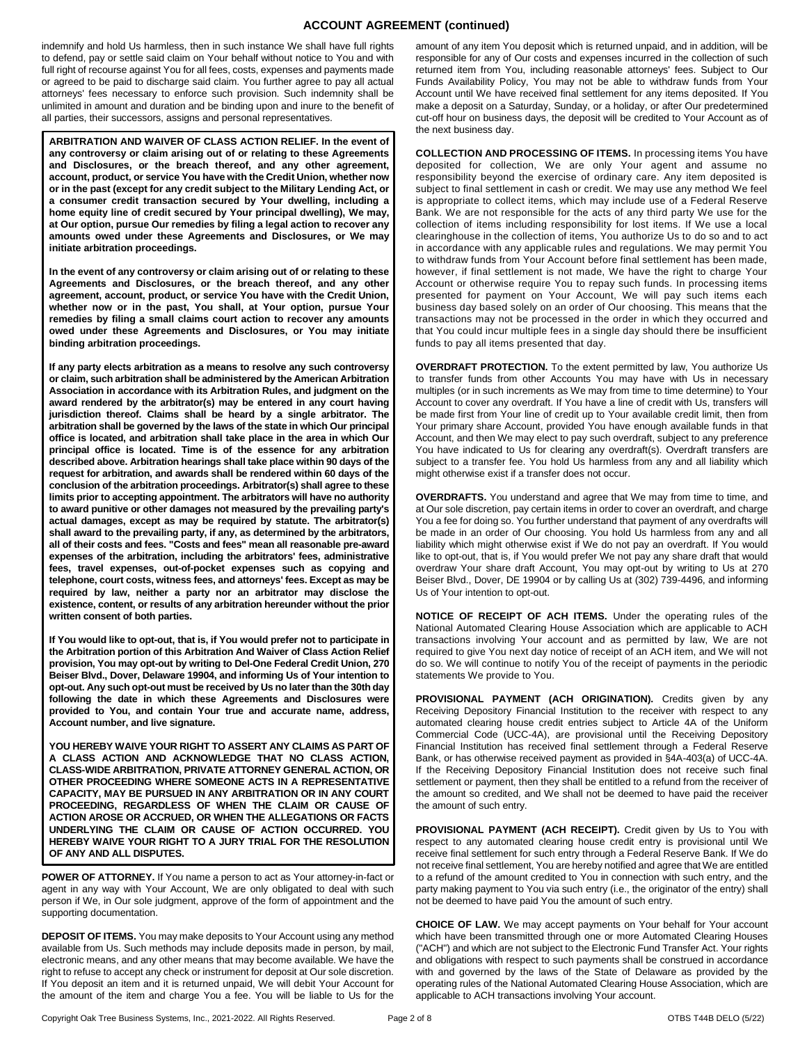indemnify and hold Us harmless, then in such instance We shall have full rights to defend, pay or settle said claim on Your behalf without notice to You and with full right of recourse against You for all fees, costs, expenses and payments made or agreed to be paid to discharge said claim. You further agree to pay all actual attorneys' fees necessary to enforce such provision. Such indemnity shall be unlimited in amount and duration and be binding upon and inure to the benefit of all parties, their successors, assigns and personal representatives.

**ARBITRATION AND WAIVER OF CLASS ACTION RELIEF. In the event of any controversy or claim arising out of or relating to these Agreements and Disclosures, or the breach thereof, and any other agreement, account, product, or service You have with the Credit Union, whether now or in the past (except for any credit subject to the Military Lending Act, or a consumer credit transaction secured by Your dwelling, including a home equity line of credit secured by Your principal dwelling), We may, at Our option, pursue Our remedies by filing a legal action to recover any amounts owed under these Agreements and Disclosures, or We may initiate arbitration proceedings.**

**In the event of any controversy or claim arising out of or relating to these Agreements and Disclosures, or the breach thereof, and any other agreement, account, product, or service You have with the Credit Union, whether now or in the past, You shall, at Your option, pursue Your remedies by filing a small claims court action to recover any amounts owed under these Agreements and Disclosures, or You may initiate binding arbitration proceedings.**

**If any party elects arbitration as a means to resolve any such controversy or claim, such arbitration shall be administered by the American Arbitration Association in accordance with its Arbitration Rules, and judgment on the award rendered by the arbitrator(s) may be entered in any court having jurisdiction thereof. Claims shall be heard by a single arbitrator. The arbitration shall be governed by the laws of the state in which Our principal office is located, and arbitration shall take place in the area in which Our principal office is located. Time is of the essence for any arbitration described above. Arbitration hearings shall take place within 90 days of the request for arbitration, and awards shall be rendered within 60 days of the conclusion of the arbitration proceedings. Arbitrator(s) shall agree to these limits prior to accepting appointment. The arbitrators will have no authority to award punitive or other damages not measured by the prevailing party's actual damages, except as may be required by statute. The arbitrator(s) shall award to the prevailing party, if any, as determined by the arbitrators, all of their costs and fees. "Costs and fees" mean all reasonable pre-award expenses of the arbitration, including the arbitrators' fees, administrative fees, travel expenses, out-of-pocket expenses such as copying and telephone, court costs, witness fees, and attorneys' fees. Except as may be required by law, neither a party nor an arbitrator may disclose the existence, content, or results of any arbitration hereunder without the prior written consent of both parties.**

**If You would like to opt-out, that is, if You would prefer not to participate in the Arbitration portion of this Arbitration And Waiver of Class Action Relief provision, You may opt-out by writing to Del-One Federal Credit Union, 270 Beiser Blvd., Dover, Delaware 19904, and informing Us of Your intention to opt-out. Any such opt-out must be received by Us no later than the 30th day following the date in which these Agreements and Disclosures were provided to You, and contain Your true and accurate name, address, Account number, and live signature.**

**YOU HEREBY WAIVE YOUR RIGHT TO ASSERT ANY CLAIMS AS PART OF A CLASS ACTION AND ACKNOWLEDGE THAT NO CLASS ACTION, CLASS-WIDE ARBITRATION, PRIVATE ATTORNEY GENERAL ACTION, OR OTHER PROCEEDING WHERE SOMEONE ACTS IN A REPRESENTATIVE CAPACITY, MAY BE PURSUED IN ANY ARBITRATION OR IN ANY COURT PROCEEDING, REGARDLESS OF WHEN THE CLAIM OR CAUSE OF ACTION AROSE OR ACCRUED, OR WHEN THE ALLEGATIONS OR FACTS UNDERLYING THE CLAIM OR CAUSE OF ACTION OCCURRED. YOU HEREBY WAIVE YOUR RIGHT TO A JURY TRIAL FOR THE RESOLUTION OF ANY AND ALL DISPUTES.**

**POWER OF ATTORNEY.** If You name a person to act as Your attorney-in-fact or agent in any way with Your Account, We are only obligated to deal with such person if We, in Our sole judgment, approve of the form of appointment and the supporting documentation.

**DEPOSIT OF ITEMS.** You may make deposits to Your Account using any method available from Us. Such methods may include deposits made in person, by mail, electronic means, and any other means that may become available. We have the right to refuse to accept any check or instrument for deposit at Our sole discretion. If You deposit an item and it is returned unpaid, We will debit Your Account for the amount of the item and charge You a fee. You will be liable to Us for the amount of any item You deposit which is returned unpaid, and in addition, will be responsible for any of Our costs and expenses incurred in the collection of such returned item from You, including reasonable attorneys' fees. Subject to Our Funds Availability Policy, You may not be able to withdraw funds from Your Account until We have received final settlement for any items deposited. If You make a deposit on a Saturday, Sunday, or a holiday, or after Our predetermined cut-off hour on business days, the deposit will be credited to Your Account as of the next business day.

**COLLECTION AND PROCESSING OF ITEMS.** In processing items You have deposited for collection, We are only Your agent and assume no responsibility beyond the exercise of ordinary care. Any item deposited is subject to final settlement in cash or credit. We may use any method We feel is appropriate to collect items, which may include use of a Federal Reserve Bank. We are not responsible for the acts of any third party We use for the collection of items including responsibility for lost items. If We use a local clearinghouse in the collection of items, You authorize Us to do so and to act in accordance with any applicable rules and regulations. We may permit You to withdraw funds from Your Account before final settlement has been made, however, if final settlement is not made, We have the right to charge Your Account or otherwise require You to repay such funds. In processing items presented for payment on Your Account, We will pay such items each business day based solely on an order of Our choosing. This means that the transactions may not be processed in the order in which they occurred and that You could incur multiple fees in a single day should there be insufficient funds to pay all items presented that day.

**OVERDRAFT PROTECTION.** To the extent permitted by law, You authorize Us to transfer funds from other Accounts You may have with Us in necessary multiples (or in such increments as We may from time to time determine) to Your Account to cover any overdraft. If You have a line of credit with Us, transfers will be made first from Your line of credit up to Your available credit limit, then from Your primary share Account, provided You have enough available funds in that Account, and then We may elect to pay such overdraft, subject to any preference You have indicated to Us for clearing any overdraft(s). Overdraft transfers are subject to a transfer fee. You hold Us harmless from any and all liability which might otherwise exist if a transfer does not occur.

**OVERDRAFTS.** You understand and agree that We may from time to time, and at Our sole discretion, pay certain items in order to cover an overdraft, and charge You a fee for doing so. You further understand that payment of any overdrafts will be made in an order of Our choosing. You hold Us harmless from any and all liability which might otherwise exist if We do not pay an overdraft. If You would like to opt-out, that is, if You would prefer We not pay any share draft that would overdraw Your share draft Account, You may opt-out by writing to Us at 270 Beiser Blvd., Dover, DE 19904 or by calling Us at (302) 739-4496, and informing Us of Your intention to opt-out.

**NOTICE OF RECEIPT OF ACH ITEMS.** Under the operating rules of the National Automated Clearing House Association which are applicable to ACH transactions involving Your account and as permitted by law, We are not required to give You next day notice of receipt of an ACH item, and We will not do so. We will continue to notify You of the receipt of payments in the periodic statements We provide to You.

**PROVISIONAL PAYMENT (ACH ORIGINATION).** Credits given by any Receiving Depository Financial Institution to the receiver with respect to any automated clearing house credit entries subject to Article 4A of the Uniform Commercial Code (UCC-4A), are provisional until the Receiving Depository Financial Institution has received final settlement through a Federal Reserve Bank, or has otherwise received payment as provided in §4A-403(a) of UCC-4A. If the Receiving Depository Financial Institution does not receive such final settlement or payment, then they shall be entitled to a refund from the receiver of the amount so credited, and We shall not be deemed to have paid the receiver the amount of such entry.

**PROVISIONAL PAYMENT (ACH RECEIPT).** Credit given by Us to You with respect to any automated clearing house credit entry is provisional until We receive final settlement for such entry through a Federal Reserve Bank. If We do not receive final settlement, You are hereby notified and agree that We are entitled to a refund of the amount credited to You in connection with such entry, and the party making payment to You via such entry (i.e., the originator of the entry) shall not be deemed to have paid You the amount of such entry.

**CHOICE OF LAW.** We may accept payments on Your behalf for Your account which have been transmitted through one or more Automated Clearing Houses ("ACH") and which are not subject to the Electronic Fund Transfer Act. Your rights and obligations with respect to such payments shall be construed in accordance with and governed by the laws of the State of Delaware as provided by the operating rules of the National Automated Clearing House Association, which are applicable to ACH transactions involving Your account.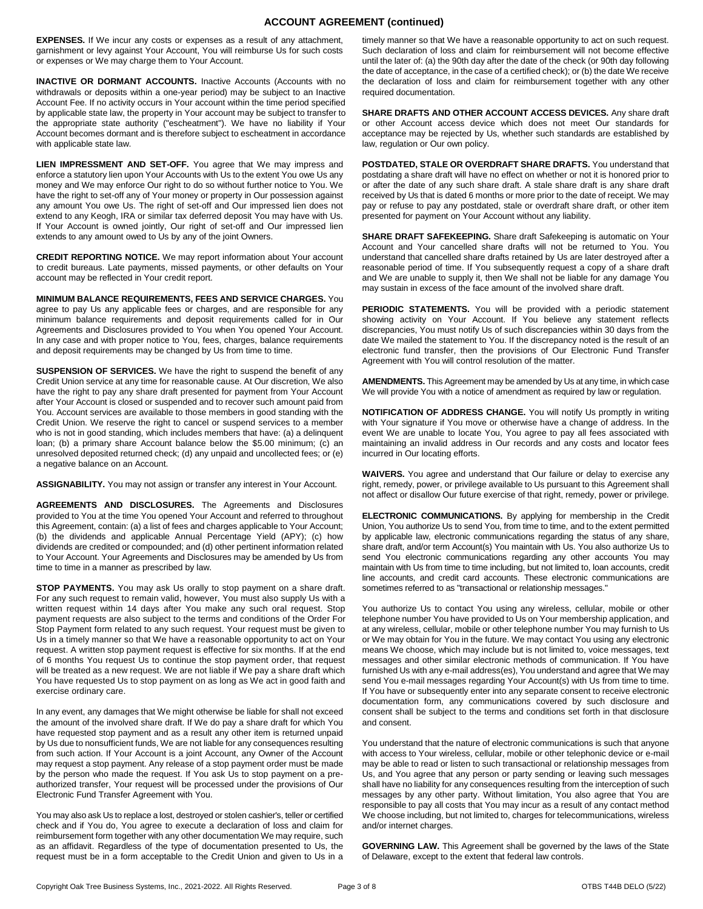## ACCOUNT AGREEMENT (continued)

**EXPENSES.** If We incur any costs or expenses as a result of any attachment, garnishment or levy against Your Account, You will reimburse Us for such costs or expenses or We may charge them to Your Account.

**INACTIVE OR DORMANT ACCOUNTS.** Inactive Accounts (Accounts with no withdrawals or deposits within a one-year period) may be subject to an Inactive Account Fee. If no activity occurs in Your account within the time period specified by applicable state law, the property in Your account may be subject to transfer to the appropriate state authority ("escheatment"). We have no liability if Your Account becomes dormant and is therefore subject to escheatment in accordance with applicable state law.

**LIEN IMPRESSMENT AND SET-OFF.** You agree that We may impress and enforce a statutory lien upon Your Accounts with Us to the extent You owe Us any money and We may enforce Our right to do so without further notice to You. We have the right to set-off any of Your money or property in Our possession against any amount You owe Us. The right of set-off and Our impressed lien does not extend to any Keogh, IRA or similar tax deferred deposit You may have with Us. If Your Account is owned jointly, Our right of set-off and Our impressed lien extends to any amount owed to Us by any of the joint Owners.

**CREDIT REPORTING NOTICE.** We may report information about Your account to credit bureaus. Late payments, missed payments, or other defaults on Your account may be reflected in Your credit report.

**MINIMUM BALANCE REQUIREMENTS, FEES AND SERVICE CHARGES.** You agree to pay Us any applicable fees or charges, and are responsible for any minimum balance requirements and deposit requirements called for in Our Agreements and Disclosures provided to You when You opened Your Account. In any case and with proper notice to You, fees, charges, balance requirements and deposit requirements may be changed by Us from time to time.

**SUSPENSION OF SERVICES.** We have the right to suspend the benefit of any Credit Union service at any time for reasonable cause. At Our discretion, We also have the right to pay any share draft presented for payment from Your Account after Your Account is closed or suspended and to recover such amount paid from You. Account services are available to those members in good standing with the Credit Union. We reserve the right to cancel or suspend services to a member who is not in good standing, which includes members that have: (a) a delinquent loan; (b) a primary share Account balance below the $5.00 minimum; (c) an unresolved deposited returned check; (d) any unpaid and uncollected fees; or (e) a negative balance on an Account.

**ASSIGNABILITY.** You may not assign or transfer any interest in Your Account.

**AGREEMENTS AND DISCLOSURES.** The Agreements and Disclosures provided to You at the time You opened Your Account and referred to throughout this Agreement, contain: (a) a list of fees and charges applicable to Your Account; (b) the dividends and applicable Annual Percentage Yield (APY); (c) how dividends are credited or compounded; and (d) other pertinent information related to Your Account. Your Agreements and Disclosures may be amended by Us from time to time in a manner as prescribed by law.

**STOP PAYMENTS.** You may ask Us orally to stop payment on a share draft. For any such request to remain valid, however, You must also supply Us with a written request within 14 days after You make any such oral request. Stop payment requests are also subject to the terms and conditions of the Order For Stop Payment form related to any such request. Your request must be given to Us in a timely manner so that We have a reasonable opportunity to act on Your request. A written stop payment request is effective for six months. If at the end of 6 months You request Us to continue the stop payment order, that request will be treated as a new request. We are not liable if We pay a share draft which You have requested Us to stop payment on as long as We act in good faith and exercise ordinary care.

In any event, any damages that We might otherwise be liable for shall not exceed the amount of the involved share draft. If We do pay a share draft for which You have requested stop payment and as a result any other item is returned unpaid by Us due to nonsufficient funds, We are not liable for any consequences resulting from such action. If Your Account is a joint Account, any Owner of the Account may request a stop payment. Any release of a stop payment order must be made by the person who made the request. If You ask Us to stop payment on a pre-authorized transfer, Your request will be processed under the provisions of Our Electronic Fund Transfer Agreement with You.

You may also ask Us to replace a lost, destroyed or stolen cashier's, teller or certified check and if You do, You agree to execute a declaration of loss and claim for reimbursement form together with any other documentation We may require, such as an affidavit. Regardless of the type of documentation presented to Us, the request must be in a form acceptable to the Credit Union and given to Us in a timely manner so that We have a reasonable opportunity to act on such request. Such declaration of loss and claim for reimbursement will not become effective until the later of: (a) the 90th day after the date of the check (or 90th day following the date of acceptance, in the case of a certified check); or (b) the date We receive the declaration of loss and claim for reimbursement together with any other required documentation.

**SHARE DRAFTS AND OTHER ACCOUNT ACCESS DEVICES.** Any share draft or other Account access device which does not meet Our standards for acceptance may be rejected by Us, whether such standards are established by law, regulation or Our own policy.

**POSTDATED, STALE OR OVERDRAFT SHARE DRAFTS.** You understand that postdating a share draft will have no effect on whether or not it is honored prior to or after the date of any such share draft. A stale share draft is any share draft received by Us that is dated 6 months or more prior to the date of receipt. We may pay or refuse to pay any postdated, stale or overdraft share draft, or other item presented for payment on Your Account without any liability.

**SHARE DRAFT SAFEKEEPING.** Share draft Safekeeping is automatic on Your Account and Your cancelled share drafts will not be returned to You. You understand that cancelled share drafts retained by Us are later destroyed after a reasonable period of time. If You subsequently request a copy of a share draft and We are unable to supply it, then We shall not be liable for any damage You may sustain in excess of the face amount of the involved share draft.

**PERIODIC STATEMENTS.** You will be provided with a periodic statement showing activity on Your Account. If You believe any statement reflects discrepancies, You must notify Us of such discrepancies within 30 days from the date We mailed the statement to You. If the discrepancy noted is the result of an electronic fund transfer, then the provisions of Our Electronic Fund Transfer Agreement with You will control resolution of the matter.

**AMENDMENTS.** This Agreement may be amended by Us at any time, in which case We will provide You with a notice of amendment as required by law or regulation.

**NOTIFICATION OF ADDRESS CHANGE.** You will notify Us promptly in writing with Your signature if You move or otherwise have a change of address. In the event We are unable to locate You, You agree to pay all fees associated with maintaining an invalid address in Our records and any costs and locator fees incurred in Our locating efforts.

**WAIVERS.** You agree and understand that Our failure or delay to exercise any right, remedy, power, or privilege available to Us pursuant to this Agreement shall not affect or disallow Our future exercise of that right, remedy, power or privilege.

**ELECTRONIC COMMUNICATIONS.** By applying for membership in the Credit Union, You authorize Us to send You, from time to time, and to the extent permitted by applicable law, electronic communications regarding the status of any share, share draft, and/or term Account(s) You maintain with Us. You also authorize Us to send You electronic communications regarding any other accounts You may maintain with Us from time to time including, but not limited to, loan accounts, credit line accounts, and credit card accounts. These electronic communications are sometimes referred to as "transactional or relationship messages."

You authorize Us to contact You using any wireless, cellular, mobile or other telephone number You have provided to Us on Your membership application, and at any wireless, cellular, mobile or other telephone number You may furnish to Us or We may obtain for You in the future. We may contact You using any electronic means We choose, which may include but is not limited to, voice messages, text messages and other similar electronic methods of communication. If You have furnished Us with any e-mail address(es), You understand and agree that We may send You e-mail messages regarding Your Account(s) with Us from time to time. If You have or subsequently enter into any separate consent to receive electronic documentation form, any communications covered by such disclosure and consent shall be subject to the terms and conditions set forth in that disclosure and consent.

You understand that the nature of electronic communications is such that anyone with access to Your wireless, cellular, mobile or other telephonic device or e-mail may be able to read or listen to such transactional or relationship messages from Us, and You agree that any person or party sending or leaving such messages shall have no liability for any consequences resulting from the interception of such messages by any other party. Without limitation, You also agree that You are responsible to pay all costs that You may incur as a result of any contact method We choose including, but not limited to, charges for telecommunications, wireless and/or internet charges.

**GOVERNING LAW.** This Agreement shall be governed by the laws of the State of Delaware, except to the extent that federal law controls.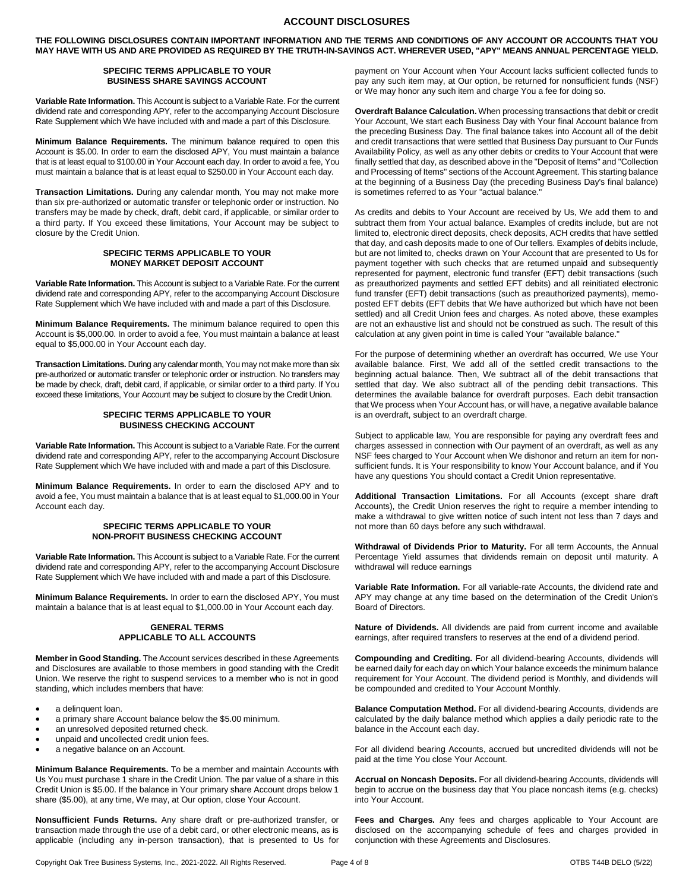# ACCOUNT DISCLOSURES

**THE FOLLOWING DISCLOSURES CONTAIN IMPORTANT INFORMATION AND THE TERMS AND CONDITIONS OF ANY ACCOUNT OR ACCOUNTS THAT YOU MAY HAVE WITH US AND ARE PROVIDED AS REQUIRED BY THE TRUTH-IN-SAVINGS ACT. WHEREVER USED, "APY" MEANS ANNUAL PERCENTAGE YIELD.**

## SPECIFIC TERMS APPLICABLE TO YOUR BUSINESS SHARE SAVINGS ACCOUNT

**Variable Rate Information.** This Account is subject to a Variable Rate. For the current dividend rate and corresponding APY, refer to the accompanying Account Disclosure Rate Supplement which We have included with and made a part of this Disclosure.

**Minimum Balance Requirements.** The minimum balance required to open this Account is $5.00. In order to earn the disclosed APY, You must maintain a balance that is at least equal to $100.00 in Your Account each day. In order to avoid a fee, You must maintain a balance that is at least equal to $250.00 in Your Account each day.

**Transaction Limitations.** During any calendar month, You may not make more than six pre-authorized or automatic transfer or telephonic order or instruction. No transfers may be made by check, draft, debit card, if applicable, or similar order to a third party. If You exceed these limitations, Your Account may be subject to closure by the Credit Union.

## SPECIFIC TERMS APPLICABLE TO YOUR MONEY MARKET DEPOSIT ACCOUNT

**Variable Rate Information.** This Account is subject to a Variable Rate. For the current dividend rate and corresponding APY, refer to the accompanying Account Disclosure Rate Supplement which We have included with and made a part of this Disclosure.

**Minimum Balance Requirements.** The minimum balance required to open this Account is $5,000.00. In order to avoid a fee, You must maintain a balance at least equal to $5,000.00 in Your Account each day.

**Transaction Limitations.** During any calendar month, You may not make more than six pre-authorized or automatic transfer or telephonic order or instruction. No transfers may be made by check, draft, debit card, if applicable, or similar order to a third party. If You exceed these limitations, Your Account may be subject to closure by the Credit Union.

## SPECIFIC TERMS APPLICABLE TO YOUR BUSINESS CHECKING ACCOUNT

**Variable Rate Information.** This Account is subject to a Variable Rate. For the current dividend rate and corresponding APY, refer to the accompanying Account Disclosure Rate Supplement which We have included with and made a part of this Disclosure.

**Minimum Balance Requirements.** In order to earn the disclosed APY and to avoid a fee, You must maintain a balance that is at least equal to $1,000.00 in Your Account each day.

## SPECIFIC TERMS APPLICABLE TO YOUR NON-PROFIT BUSINESS CHECKING ACCOUNT

**Variable Rate Information.** This Account is subject to a Variable Rate. For the current dividend rate and corresponding APY, refer to the accompanying Account Disclosure Rate Supplement which We have included with and made a part of this Disclosure.

**Minimum Balance Requirements.** In order to earn the disclosed APY, You must maintain a balance that is at least equal to $1,000.00 in Your Account each day.

## GENERAL TERMS APPLICABLE TO ALL ACCOUNTS

**Member in Good Standing.** The Account services described in these Agreements and Disclosures are available to those members in good standing with the Credit Union. We reserve the right to suspend services to a member who is not in good standing, which includes members that have:

- a delinquent loan.
- a primary share Account balance below the $5.00 minimum.
- an unresolved deposited returned check.
- unpaid and uncollected credit union fees.
- a negative balance on an Account.

**Minimum Balance Requirements.** To be a member and maintain Accounts with Us You must purchase 1 share in the Credit Union. The par value of a share in this Credit Union is $5.00. If the balance in Your primary share Account drops below 1 share ($5.00), at any time, We may, at Our option, close Your Account.

**Nonsufficient Funds Returns.** Any share draft or pre-authorized transfer, or transaction made through the use of a debit card, or other electronic means, as is applicable (including any in-person transaction), that is presented to Us for payment on Your Account when Your Account lacks sufficient collected funds to pay any such item may, at Our option, be returned for nonsufficient funds (NSF) or We may honor any such item and charge You a fee for doing so.

**Overdraft Balance Calculation.** When processing transactions that debit or credit Your Account, We start each Business Day with Your final Account balance from the preceding Business Day. The final balance takes into Account all of the debit and credit transactions that were settled that Business Day pursuant to Our Funds Availability Policy, as well as any other debits or credits to Your Account that were finally settled that day, as described above in the "Deposit of Items" and "Collection and Processing of Items" sections of the Account Agreement. This starting balance at the beginning of a Business Day (the preceding Business Day's final balance) is sometimes referred to as Your "actual balance."

As credits and debits to Your Account are received by Us, We add them to and subtract them from Your actual balance. Examples of credits include, but are not limited to, electronic direct deposits, check deposits, ACH credits that have settled that day, and cash deposits made to one of Our tellers. Examples of debits include, but are not limited to, checks drawn on Your Account that are presented to Us for payment together with such checks that are returned unpaid and subsequently represented for payment, electronic fund transfer (EFT) debit transactions (such as preauthorized payments and settled EFT debits) and all reinitiated electronic fund transfer (EFT) debit transactions (such as preauthorized payments), memo-posted EFT debits (EFT debits that We have authorized but which have not been settled) and all Credit Union fees and charges. As noted above, these examples are not an exhaustive list and should not be construed as such. The result of this calculation at any given point in time is called Your "available balance."

For the purpose of determining whether an overdraft has occurred, We use Your available balance. First, We add all of the settled credit transactions to the beginning actual balance. Then, We subtract all of the debit transactions that settled that day. We also subtract all of the pending debit transactions. This determines the available balance for overdraft purposes. Each debit transaction that We process when Your Account has, or will have, a negative available balance is an overdraft, subject to an overdraft charge.

Subject to applicable law, You are responsible for paying any overdraft fees and charges assessed in connection with Our payment of an overdraft, as well as any NSF fees charged to Your Account when We dishonor and return an item for non-sufficient funds. It is Your responsibility to know Your Account balance, and if You have any questions You should contact a Credit Union representative.

**Additional Transaction Limitations.** For all Accounts (except share draft Accounts), the Credit Union reserves the right to require a member intending to make a withdrawal to give written notice of such intent not less than 7 days and not more than 60 days before any such withdrawal.

**Withdrawal of Dividends Prior to Maturity.** For all term Accounts, the Annual Percentage Yield assumes that dividends remain on deposit until maturity. A withdrawal will reduce earnings

**Variable Rate Information.** For all variable-rate Accounts, the dividend rate and APY may change at any time based on the determination of the Credit Union's Board of Directors.

**Nature of Dividends.** All dividends are paid from current income and available earnings, after required transfers to reserves at the end of a dividend period.

**Compounding and Crediting.** For all dividend-bearing Accounts, dividends will be earned daily for each day on which Your balance exceeds the minimum balance requirement for Your Account. The dividend period is Monthly, and dividends will be compounded and credited to Your Account Monthly.

**Balance Computation Method.** For all dividend-bearing Accounts, dividends are calculated by the daily balance method which applies a daily periodic rate to the balance in the Account each day.

For all dividend bearing Accounts, accrued but uncredited dividends will not be paid at the time You close Your Account.

**Accrual on Noncash Deposits.** For all dividend-bearing Accounts, dividends will begin to accrue on the business day that You place noncash items (e.g. checks) into Your Account.

**Fees and Charges.** Any fees and charges applicable to Your Account are disclosed on the accompanying schedule of fees and charges provided in conjunction with these Agreements and Disclosures.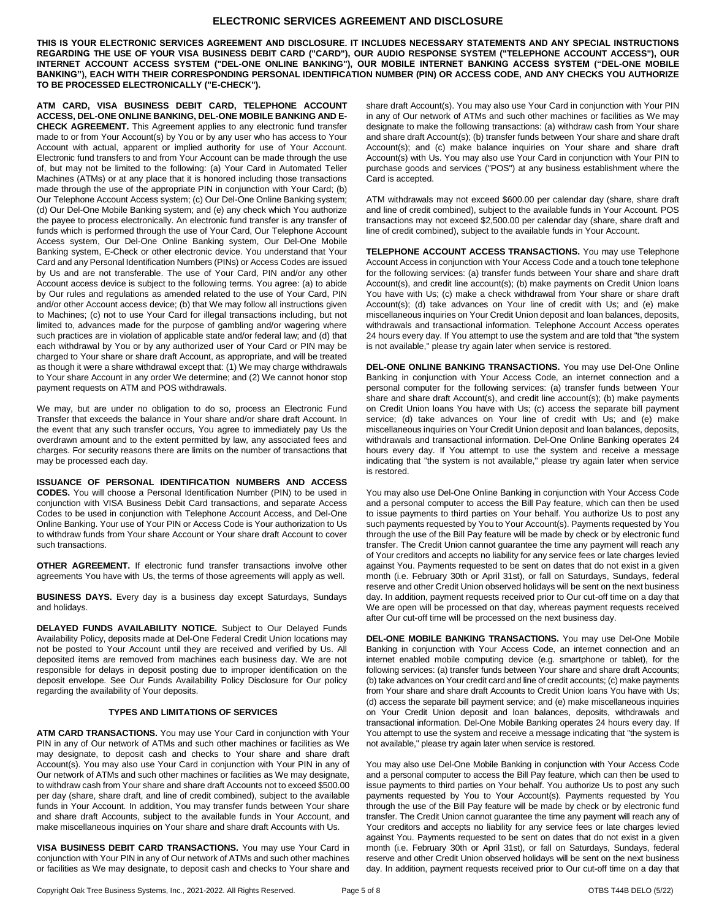## ELECTRONIC SERVICES AGREEMENT AND DISCLOSURE

**THIS IS YOUR ELECTRONIC SERVICES AGREEMENT AND DISCLOSURE. IT INCLUDES NECESSARY STATEMENTS AND ANY SPECIAL INSTRUCTIONS REGARDING THE USE OF YOUR VISA BUSINESS DEBIT CARD ("CARD"), OUR AUDIO RESPONSE SYSTEM ("TELEPHONE ACCOUNT ACCESS"), OUR INTERNET ACCOUNT ACCESS SYSTEM ("DEL-ONE ONLINE BANKING"), OUR MOBILE INTERNET BANKING ACCESS SYSTEM ("DEL-ONE MOBILE BANKING"), EACH WITH THEIR CORRESPONDING PERSONAL IDENTIFICATION NUMBER (PIN) OR ACCESS CODE, AND ANY CHECKS YOU AUTHORIZE TO BE PROCESSED ELECTRONICALLY ("E-CHECK").**

**ATM CARD, VISA BUSINESS DEBIT CARD, TELEPHONE ACCOUNT ACCESS, DEL-ONE ONLINE BANKING, DEL-ONE MOBILE BANKING AND E-CHECK AGREEMENT.** This Agreement applies to any electronic fund transfer made to or from Your Account(s) by You or by any user who has access to Your Account with actual, apparent or implied authority for use of Your Account. Electronic fund transfers to and from Your Account can be made through the use of, but may not be limited to the following: (a) Your Card in Automated Teller Machines (ATMs) or at any place that it is honored including those transactions made through the use of the appropriate PIN in conjunction with Your Card; (b) Our Telephone Account Access system; (c) Our Del-One Online Banking system; (d) Our Del-One Mobile Banking system; and (e) any check which You authorize the payee to process electronically. An electronic fund transfer is any transfer of funds which is performed through the use of Your Card, Our Telephone Account Access system, Our Del-One Online Banking system, Our Del-One Mobile Banking system, E-Check or other electronic device. You understand that Your Card and any Personal Identification Numbers (PINs) or Access Codes are issued by Us and are not transferable. The use of Your Card, PIN and/or any other Account access device is subject to the following terms. You agree: (a) to abide by Our rules and regulations as amended related to the use of Your Card, PIN and/or other Account access device; (b) that We may follow all instructions given to Machines; (c) not to use Your Card for illegal transactions including, but not limited to, advances made for the purpose of gambling and/or wagering where such practices are in violation of applicable state and/or federal law; and (d) that each withdrawal by You or by any authorized user of Your Card or PIN may be charged to Your share or share draft Account, as appropriate, and will be treated as though it were a share withdrawal except that: (1) We may charge withdrawals to Your share Account in any order We determine; and (2) We cannot honor stop payment requests on ATM and POS withdrawals.

We may, but are under no obligation to do so, process an Electronic Fund Transfer that exceeds the balance in Your share and/or share draft Account. In the event that any such transfer occurs, You agree to immediately pay Us the overdrawn amount and to the extent permitted by law, any associated fees and charges. For security reasons there are limits on the number of transactions that may be processed each day.

**ISSUANCE OF PERSONAL IDENTIFICATION NUMBERS AND ACCESS CODES.** You will choose a Personal Identification Number (PIN) to be used in conjunction with VISA Business Debit Card transactions, and separate Access Codes to be used in conjunction with Telephone Account Access, and Del-One Online Banking. Your use of Your PIN or Access Code is Your authorization to Us to withdraw funds from Your share Account or Your share draft Account to cover such transactions.

**OTHER AGREEMENT.** If electronic fund transfer transactions involve other agreements You have with Us, the terms of those agreements will apply as well.

**BUSINESS DAYS.** Every day is a business day except Saturdays, Sundays and holidays.

**DELAYED FUNDS AVAILABILITY NOTICE.** Subject to Our Delayed Funds Availability Policy, deposits made at Del-One Federal Credit Union locations may not be posted to Your Account until they are received and verified by Us. All deposited items are removed from machines each business day. We are not responsible for delays in deposit posting due to improper identification on the deposit envelope. See Our Funds Availability Policy Disclosure for Our policy regarding the availability of Your deposits.

### TYPES AND LIMITATIONS OF SERVICES

**ATM CARD TRANSACTIONS.** You may use Your Card in conjunction with Your PIN in any of Our network of ATMs and such other machines or facilities as We may designate, to deposit cash and checks to Your share and share draft Account(s). You may also use Your Card in conjunction with Your PIN in any of Our network of ATMs and such other machines or facilities as We may designate, to withdraw cash from Your share and share draft Accounts not to exceed $500.00 per day (share, share draft, and line of credit combined), subject to the available funds in Your Account. In addition, You may transfer funds between Your share and share draft Accounts, subject to the available funds in Your Account, and make miscellaneous inquiries on Your share and share draft Accounts with Us.

**VISA BUSINESS DEBIT CARD TRANSACTIONS.** You may use Your Card in conjunction with Your PIN in any of Our network of ATMs and such other machines or facilities as We may designate, to deposit cash and checks to Your share and share draft Account(s). You may also use Your Card in conjunction with Your PIN in any of Our network of ATMs and such other machines or facilities as We may designate to make the following transactions: (a) withdraw cash from Your share and share draft Account(s); (b) transfer funds between Your share and share draft Account(s); and (c) make balance inquiries on Your share and share draft Account(s) with Us. You may also use Your Card in conjunction with Your PIN to purchase goods and services ("POS") at any business establishment where the Card is accepted.

ATM withdrawals may not exceed $600.00 per calendar day (share, share draft and line of credit combined), subject to the available funds in Your Account. POS transactions may not exceed $2,500.00 per calendar day (share, share draft and line of credit combined), subject to the available funds in Your Account.

**TELEPHONE ACCOUNT ACCESS TRANSACTIONS.** You may use Telephone Account Access in conjunction with Your Access Code and a touch tone telephone for the following services: (a) transfer funds between Your share and share draft Account(s), and credit line account(s); (b) make payments on Credit Union loans You have with Us; (c) make a check withdrawal from Your share or share draft Account(s); (d) take advances on Your line of credit with Us; and (e) make miscellaneous inquiries on Your Credit Union deposit and loan balances, deposits, withdrawals and transactional information. Telephone Account Access operates 24 hours every day. If You attempt to use the system and are told that "the system is not available," please try again later when service is restored.

**DEL-ONE ONLINE BANKING TRANSACTIONS.** You may use Del-One Online Banking in conjunction with Your Access Code, an internet connection and a personal computer for the following services: (a) transfer funds between Your share and share draft Account(s), and credit line account(s); (b) make payments on Credit Union loans You have with Us; (c) access the separate bill payment service; (d) take advances on Your line of credit with Us; and (e) make miscellaneous inquiries on Your Credit Union deposit and loan balances, deposits, withdrawals and transactional information. Del-One Online Banking operates 24 hours every day. If You attempt to use the system and receive a message indicating that "the system is not available," please try again later when service is restored.

You may also use Del-One Online Banking in conjunction with Your Access Code and a personal computer to access the Bill Pay feature, which can then be used to issue payments to third parties on Your behalf. You authorize Us to post any such payments requested by You to Your Account(s). Payments requested by You through the use of the Bill Pay feature will be made by check or by electronic fund transfer. The Credit Union cannot guarantee the time any payment will reach any of Your creditors and accepts no liability for any service fees or late charges levied against You. Payments requested to be sent on dates that do not exist in a given month (i.e. February 30th or April 31st), or fall on Saturdays, Sundays, federal reserve and other Credit Union observed holidays will be sent on the next business day. In addition, payment requests received prior to Our cut-off time on a day that We are open will be processed on that day, whereas payment requests received after Our cut-off time will be processed on the next business day.

**DEL-ONE MOBILE BANKING TRANSACTIONS.** You may use Del-One Mobile Banking in conjunction with Your Access Code, an internet connection and an internet enabled mobile computing device (e.g. smartphone or tablet), for the following services: (a) transfer funds between Your share and share draft Accounts; (b) take advances on Your credit card and line of credit accounts; (c) make payments from Your share and share draft Accounts to Credit Union loans You have with Us; (d) access the separate bill payment service; and (e) make miscellaneous inquiries on Your Credit Union deposit and loan balances, deposits, withdrawals and transactional information. Del-One Mobile Banking operates 24 hours every day. If You attempt to use the system and receive a message indicating that "the system is not available," please try again later when service is restored.

You may also use Del-One Mobile Banking in conjunction with Your Access Code and a personal computer to access the Bill Pay feature, which can then be used to issue payments to third parties on Your behalf. You authorize Us to post any such payments requested by You to Your Account(s). Payments requested by You through the use of the Bill Pay feature will be made by check or by electronic fund transfer. The Credit Union cannot guarantee the time any payment will reach any of Your creditors and accepts no liability for any service fees or late charges levied against You. Payments requested to be sent on dates that do not exist in a given month (i.e. February 30th or April 31st), or fall on Saturdays, Sundays, federal reserve and other Credit Union observed holidays will be sent on the next business day. In addition, payment requests received prior to Our cut-off time on a day that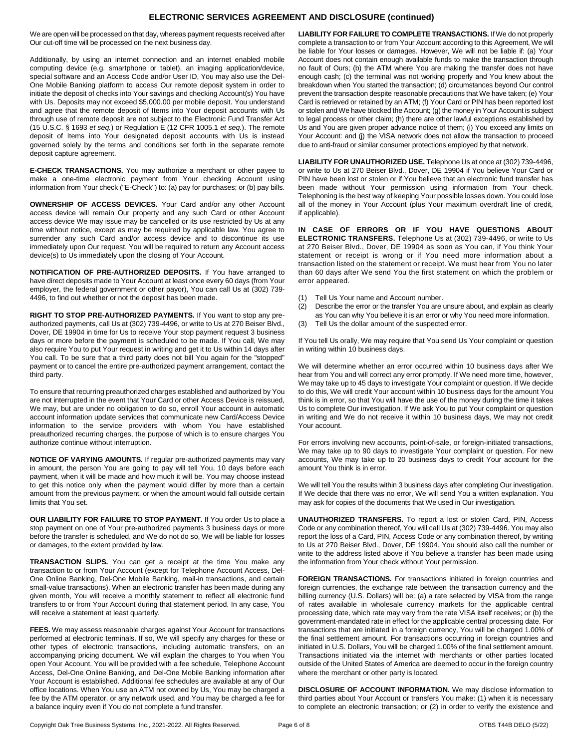## ELECTRONIC SERVICES AGREEMENT AND DISCLOSURE (continued)

We are open will be processed on that day, whereas payment requests received after Our cut-off time will be processed on the next business day.

Additionally, by using an internet connection and an internet enabled mobile computing device (e.g. smartphone or tablet), an imaging application/device, special software and an Access Code and/or User ID, You may also use the Del-One Mobile Banking platform to access Our remote deposit system in order to initiate the deposit of checks into Your savings and checking Account(s) You have with Us. Deposits may not exceed $5,000.00 per mobile deposit. You understand and agree that the remote deposit of Items into Your deposit accounts with Us through use of remote deposit are not subject to the Electronic Fund Transfer Act (15 U.S.C. § 1693 *et seq.*) or Regulation E (12 CFR 1005.1 *et seq.*). The remote deposit of Items into Your designated deposit accounts with Us is instead governed solely by the terms and conditions set forth in the separate remote deposit capture agreement.

**E-CHECK TRANSACTIONS.** You may authorize a merchant or other payee to make a one-time electronic payment from Your checking Account using information from Your check ("E-Check") to: (a) pay for purchases; or (b) pay bills.

**OWNERSHIP OF ACCESS DEVICES.** Your Card and/or any other Account access device will remain Our property and any such Card or other Account access device We may issue may be cancelled or its use restricted by Us at any time without notice, except as may be required by applicable law. You agree to surrender any such Card and/or access device and to discontinue its use immediately upon Our request. You will be required to return any Account access device(s) to Us immediately upon the closing of Your Account.

**NOTIFICATION OF PRE-AUTHORIZED DEPOSITS.** If You have arranged to have direct deposits made to Your Account at least once every 60 days (from Your employer, the federal government or other payor), You can call Us at (302) 739-4496, to find out whether or not the deposit has been made.

**RIGHT TO STOP PRE-AUTHORIZED PAYMENTS.** If You want to stop any pre-authorized payments, call Us at (302) 739-4496, or write to Us at 270 Beiser Blvd., Dover, DE 19904 in time for Us to receive Your stop payment request 3 business days or more before the payment is scheduled to be made. If You call, We may also require You to put Your request in writing and get it to Us within 14 days after You call. To be sure that a third party does not bill You again for the "stopped" payment or to cancel the entire pre-authorized payment arrangement, contact the third party.

To ensure that recurring preauthorized charges established and authorized by You are not interrupted in the event that Your Card or other Access Device is reissued, We may, but are under no obligation to do so, enroll Your account in automatic account information update services that communicate new Card/Access Device information to the service providers with whom You have established preauthorized recurring charges, the purpose of which is to ensure charges You authorize continue without interruption.

**NOTICE OF VARYING AMOUNTS.** If regular pre-authorized payments may vary in amount, the person You are going to pay will tell You, 10 days before each payment, when it will be made and how much it will be. You may choose instead to get this notice only when the payment would differ by more than a certain amount from the previous payment, or when the amount would fall outside certain limits that You set.

**OUR LIABILITY FOR FAILURE TO STOP PAYMENT.** If You order Us to place a stop payment on one of Your pre-authorized payments 3 business days or more before the transfer is scheduled, and We do not do so, We will be liable for losses or damages, to the extent provided by law.

**TRANSACTION SLIPS.** You can get a receipt at the time You make any transaction to or from Your Account (except for Telephone Account Access, Del-One Online Banking, Del-One Mobile Banking, mail-in transactions, and certain small-value transactions). When an electronic transfer has been made during any given month, You will receive a monthly statement to reflect all electronic fund transfers to or from Your Account during that statement period. In any case, You will receive a statement at least quarterly.

**FEES.** We may assess reasonable charges against Your Account for transactions performed at electronic terminals. If so, We will specify any charges for these or other types of electronic transactions, including automatic transfers, on an accompanying pricing document. We will explain the charges to You when You open Your Account. You will be provided with a fee schedule, Telephone Account Access, Del-One Online Banking, and Del-One Mobile Banking information after Your Account is established. Additional fee schedules are available at any of Our office locations. When You use an ATM not owned by Us, You may be charged a fee by the ATM operator, or any network used, and You may be charged a fee for a balance inquiry even if You do not complete a fund transfer.

**LIABILITY FOR FAILURE TO COMPLETE TRANSACTIONS.** If We do not properly complete a transaction to or from Your Account according to this Agreement, We will be liable for Your losses or damages. However, We will not be liable if: (a) Your Account does not contain enough available funds to make the transaction through no fault of Ours; (b) the ATM where You are making the transfer does not have enough cash; (c) the terminal was not working properly and You knew about the breakdown when You started the transaction; (d) circumstances beyond Our control prevent the transaction despite reasonable precautions that We have taken; (e) Your Card is retrieved or retained by an ATM; (f) Your Card or PIN has been reported lost or stolen and We have blocked the Account; (g) the money in Your Account is subject to legal process or other claim; (h) there are other lawful exceptions established by Us and You are given proper advance notice of them; (i) You exceed any limits on Your Account: and (j) the VISA network does not allow the transaction to proceed due to anti-fraud or similar consumer protections employed by that network.

**LIABILITY FOR UNAUTHORIZED USE.** Telephone Us at once at (302) 739-4496, or write to Us at 270 Beiser Blvd., Dover, DE 19904 if You believe Your Card or PIN have been lost or stolen or if You believe that an electronic fund transfer has been made without Your permission using information from Your check. Telephoning is the best way of keeping Your possible losses down. You could lose all of the money in Your Account (plus Your maximum overdraft line of credit, if applicable).

**IN CASE OF ERRORS OR IF YOU HAVE QUESTIONS ABOUT ELECTRONIC TRANSFERS.** Telephone Us at (302) 739-4496, or write to Us at 270 Beiser Blvd., Dover, DE 19904 as soon as You can, if You think Your statement or receipt is wrong or if You need more information about a transaction listed on the statement or receipt. We must hear from You no later than 60 days after We send You the first statement on which the problem or error appeared.

(1) Tell Us Your name and Account number.
(2) Describe the error or the transfer You are unsure about, and explain as clearly as You can why You believe it is an error or why You need more information.
(3) Tell Us the dollar amount of the suspected error.

If You tell Us orally, We may require that You send Us Your complaint or question in writing within 10 business days.

We will determine whether an error occurred within 10 business days after We hear from You and will correct any error promptly. If We need more time, however, We may take up to 45 days to investigate Your complaint or question. If We decide to do this, We will credit Your account within 10 business days for the amount You think is in error, so that You will have the use of the money during the time it takes Us to complete Our investigation. If We ask You to put Your complaint or question in writing and We do not receive it within 10 business days, We may not credit Your account.

For errors involving new accounts, point-of-sale, or foreign-initiated transactions, We may take up to 90 days to investigate Your complaint or question. For new accounts, We may take up to 20 business days to credit Your account for the amount You think is in error.

We will tell You the results within 3 business days after completing Our investigation. If We decide that there was no error, We will send You a written explanation. You may ask for copies of the documents that We used in Our investigation.

**UNAUTHORIZED TRANSFERS.** To report a lost or stolen Card, PIN, Access Code or any combination thereof, You will call Us at (302) 739-4496. You may also report the loss of a Card, PIN, Access Code or any combination thereof, by writing to Us at 270 Beiser Blvd., Dover, DE 19904. You should also call the number or write to the address listed above if You believe a transfer has been made using the information from Your check without Your permission.

**FOREIGN TRANSACTIONS.** For transactions initiated in foreign countries and foreign currencies, the exchange rate between the transaction currency and the billing currency (U.S. Dollars) will be: (a) a rate selected by VISA from the range of rates available in wholesale currency markets for the applicable central processing date, which rate may vary from the rate VISA itself receives; or (b) the government-mandated rate in effect for the applicable central processing date. For transactions that are initiated in a foreign currency, You will be charged 1.00% of the final settlement amount. For transactions occurring in foreign countries and initiated in U.S. Dollars, You will be charged 1.00% of the final settlement amount. Transactions initiated via the internet with merchants or other parties located outside of the United States of America are deemed to occur in the foreign country where the merchant or other party is located.

**DISCLOSURE OF ACCOUNT INFORMATION.** We may disclose information to third parties about Your Account or transfers You make: (1) when it is necessary to complete an electronic transaction; or (2) in order to verify the existence and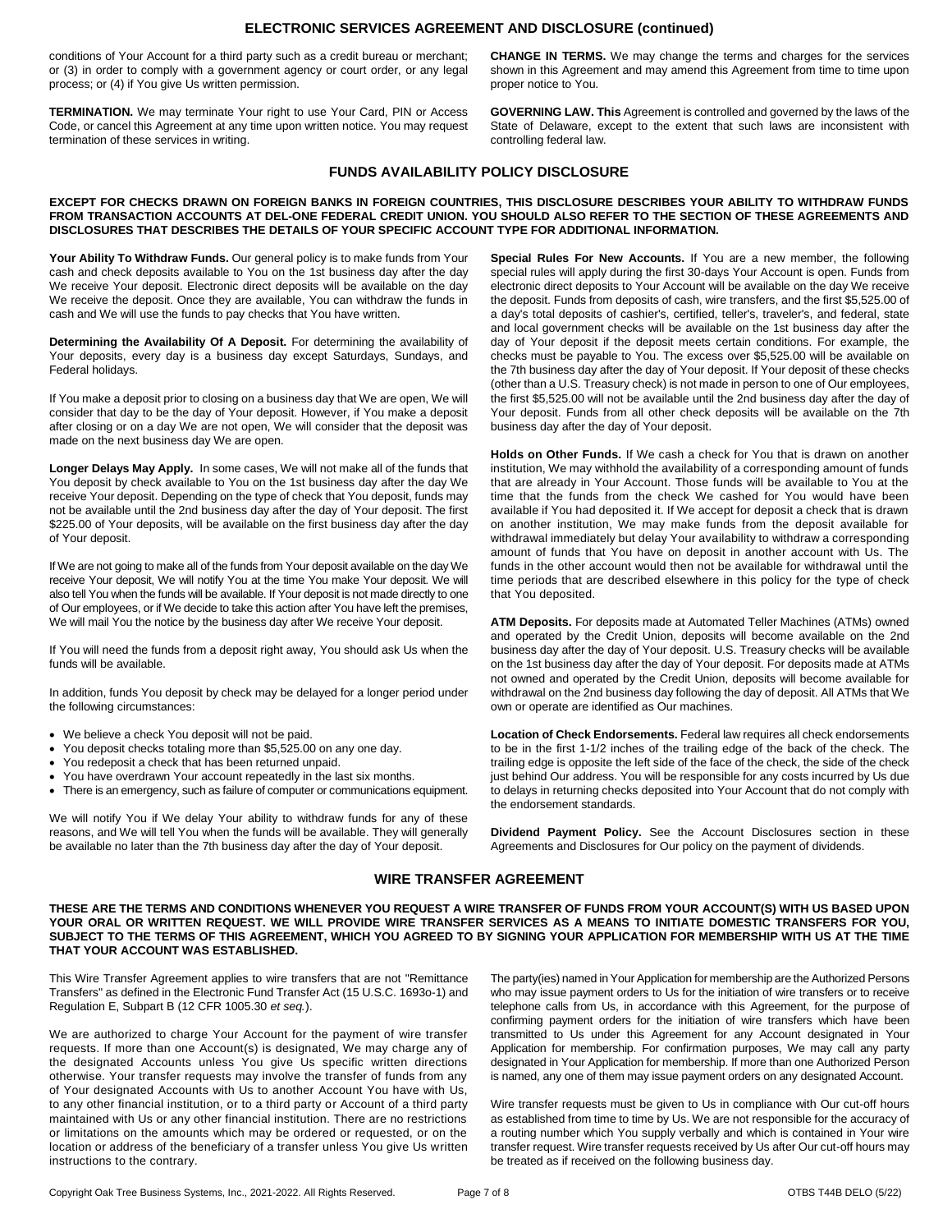## ELECTRONIC SERVICES AGREEMENT AND DISCLOSURE (continued)

conditions of Your Account for a third party such as a credit bureau or merchant; or (3) in order to comply with a government agency or court order, or any legal process; or (4) if You give Us written permission.

**TERMINATION.** We may terminate Your right to use Your Card, PIN or Access Code, or cancel this Agreement at any time upon written notice. You may request termination of these services in writing.

**CHANGE IN TERMS.** We may change the terms and charges for the services shown in this Agreement and may amend this Agreement from time to time upon proper notice to You.

**GOVERNING LAW. This** Agreement is controlled and governed by the laws of the State of Delaware, except to the extent that such laws are inconsistent with controlling federal law.

## FUNDS AVAILABILITY POLICY DISCLOSURE

**EXCEPT FOR CHECKS DRAWN ON FOREIGN BANKS IN FOREIGN COUNTRIES, THIS DISCLOSURE DESCRIBES YOUR ABILITY TO WITHDRAW FUNDS FROM TRANSACTION ACCOUNTS AT DEL-ONE FEDERAL CREDIT UNION. YOU SHOULD ALSO REFER TO THE SECTION OF THESE AGREEMENTS AND DISCLOSURES THAT DESCRIBES THE DETAILS OF YOUR SPECIFIC ACCOUNT TYPE FOR ADDITIONAL INFORMATION.**

**Your Ability To Withdraw Funds.** Our general policy is to make funds from Your cash and check deposits available to You on the 1st business day after the day We receive Your deposit. Electronic direct deposits will be available on the day We receive the deposit. Once they are available, You can withdraw the funds in cash and We will use the funds to pay checks that You have written.

**Determining the Availability Of A Deposit.** For determining the availability of Your deposits, every day is a business day except Saturdays, Sundays, and Federal holidays.

If You make a deposit prior to closing on a business day that We are open, We will consider that day to be the day of Your deposit. However, if You make a deposit after closing or on a day We are not open, We will consider that the deposit was made on the next business day We are open.

**Longer Delays May Apply.** In some cases, We will not make all of the funds that You deposit by check available to You on the 1st business day after the day We receive Your deposit. Depending on the type of check that You deposit, funds may not be available until the 2nd business day after the day of Your deposit. The first $225.00 of Your deposits, will be available on the first business day after the day of Your deposit.

If We are not going to make all of the funds from Your deposit available on the day We receive Your deposit, We will notify You at the time You make Your deposit. We will also tell You when the funds will be available. If Your deposit is not made directly to one of Our employees, or if We decide to take this action after You have left the premises, We will mail You the notice by the business day after We receive Your deposit.

If You will need the funds from a deposit right away, You should ask Us when the funds will be available.

In addition, funds You deposit by check may be delayed for a longer period under the following circumstances:

- We believe a check You deposit will not be paid.
- You deposit checks totaling more than $5,525.00 on any one day.
- You redeposit a check that has been returned unpaid.
- You have overdrawn Your account repeatedly in the last six months.
- There is an emergency, such as failure of computer or communications equipment.

We will notify You if We delay Your ability to withdraw funds for any of these reasons, and We will tell You when the funds will be available. They will generally be available no later than the 7th business day after the day of Your deposit.

**Special Rules For New Accounts.** If You are a new member, the following special rules will apply during the first 30-days Your Account is open. Funds from electronic direct deposits to Your Account will be available on the day We receive the deposit. Funds from deposits of cash, wire transfers, and the first $5,525.00 of a day's total deposits of cashier's, certified, teller's, traveler's, and federal, state and local government checks will be available on the 1st business day after the day of Your deposit if the deposit meets certain conditions. For example, the checks must be payable to You. The excess over $5,525.00 will be available on the 7th business day after the day of Your deposit. If Your deposit of these checks (other than a U.S. Treasury check) is not made in person to one of Our employees, the first $5,525.00 will not be available until the 2nd business day after the day of Your deposit. Funds from all other check deposits will be available on the 7th business day after the day of Your deposit.

**Holds on Other Funds.** If We cash a check for You that is drawn on another institution, We may withhold the availability of a corresponding amount of funds that are already in Your Account. Those funds will be available to You at the time that the funds from the check We cashed for You would have been available if You had deposited it. If We accept for deposit a check that is drawn on another institution, We may make funds from the deposit available for withdrawal immediately but delay Your availability to withdraw a corresponding amount of funds that You have on deposit in another account with Us. The funds in the other account would then not be available for withdrawal until the time periods that are described elsewhere in this policy for the type of check that You deposited.

**ATM Deposits.** For deposits made at Automated Teller Machines (ATMs) owned and operated by the Credit Union, deposits will become available on the 2nd business day after the day of Your deposit. U.S. Treasury checks will be available on the 1st business day after the day of Your deposit. For deposits made at ATMs not owned and operated by the Credit Union, deposits will become available for withdrawal on the 2nd business day following the day of deposit. All ATMs that We own or operate are identified as Our machines.

**Location of Check Endorsements.** Federal law requires all check endorsements to be in the first 1-1/2 inches of the trailing edge of the back of the check. The trailing edge is opposite the left side of the face of the check, the side of the check just behind Our address. You will be responsible for any costs incurred by Us due to delays in returning checks deposited into Your Account that do not comply with the endorsement standards.

**Dividend Payment Policy.** See the Account Disclosures section in these Agreements and Disclosures for Our policy on the payment of dividends.

## WIRE TRANSFER AGREEMENT

**THESE ARE THE TERMS AND CONDITIONS WHENEVER YOU REQUEST A WIRE TRANSFER OF FUNDS FROM YOUR ACCOUNT(S) WITH US BASED UPON YOUR ORAL OR WRITTEN REQUEST. WE WILL PROVIDE WIRE TRANSFER SERVICES AS A MEANS TO INITIATE DOMESTIC TRANSFERS FOR YOU, SUBJECT TO THE TERMS OF THIS AGREEMENT, WHICH YOU AGREED TO BY SIGNING YOUR APPLICATION FOR MEMBERSHIP WITH US AT THE TIME THAT YOUR ACCOUNT WAS ESTABLISHED.**

This Wire Transfer Agreement applies to wire transfers that are not "Remittance Transfers" as defined in the Electronic Fund Transfer Act (15 U.S.C. 1693o-1) and Regulation E, Subpart B (12 CFR 1005.30 *et seq.*).

We are authorized to charge Your Account for the payment of wire transfer requests. If more than one Account(s) is designated, We may charge any of the designated Accounts unless You give Us specific written directions otherwise. Your transfer requests may involve the transfer of funds from any of Your designated Accounts with Us to another Account You have with Us, to any other financial institution, or to a third party or Account of a third party maintained with Us or any other financial institution. There are no restrictions or limitations on the amounts which may be ordered or requested, or on the location or address of the beneficiary of a transfer unless You give Us written instructions to the contrary.

The party(ies) named in Your Application for membership are the Authorized Persons who may issue payment orders to Us for the initiation of wire transfers or to receive telephone calls from Us, in accordance with this Agreement, for the purpose of confirming payment orders for the initiation of wire transfers which have been transmitted to Us under this Agreement for any Account designated in Your Application for membership. For confirmation purposes, We may call any party designated in Your Application for membership. If more than one Authorized Person is named, any one of them may issue payment orders on any designated Account.

Wire transfer requests must be given to Us in compliance with Our cut-off hours as established from time to time by Us. We are not responsible for the accuracy of a routing number which You supply verbally and which is contained in Your wire transfer request. Wire transfer requests received by Us after Our cut-off hours may be treated as if received on the following business day.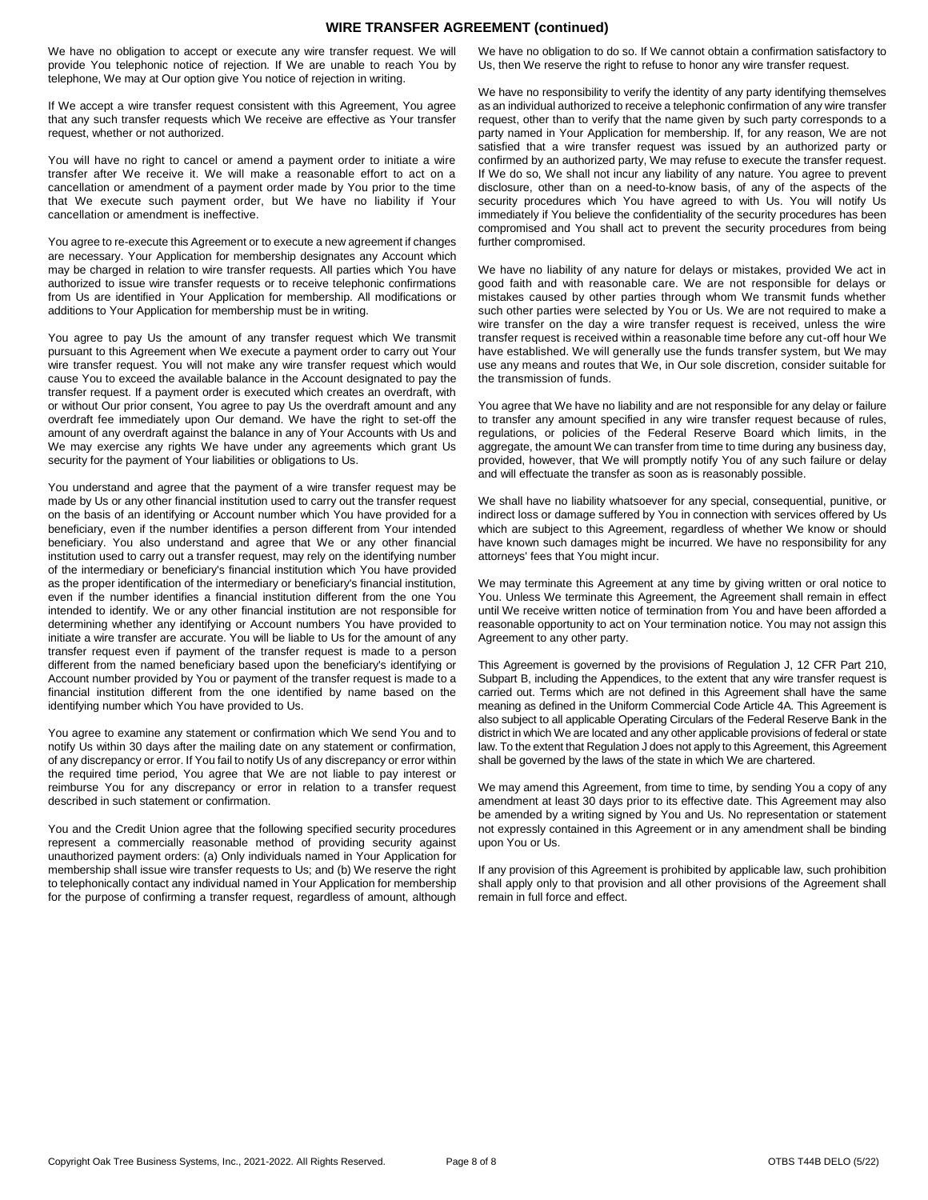# WIRE TRANSFER AGREEMENT (continued)

We have no obligation to accept or execute any wire transfer request. We will provide You telephonic notice of rejection. If We are unable to reach You by telephone, We may at Our option give You notice of rejection in writing.

If We accept a wire transfer request consistent with this Agreement, You agree that any such transfer requests which We receive are effective as Your transfer request, whether or not authorized.

You will have no right to cancel or amend a payment order to initiate a wire transfer after We receive it. We will make a reasonable effort to act on a cancellation or amendment of a payment order made by You prior to the time that We execute such payment order, but We have no liability if Your cancellation or amendment is ineffective.

You agree to re-execute this Agreement or to execute a new agreement if changes are necessary. Your Application for membership designates any Account which may be charged in relation to wire transfer requests. All parties which You have authorized to issue wire transfer requests or to receive telephonic confirmations from Us are identified in Your Application for membership. All modifications or additions to Your Application for membership must be in writing.

You agree to pay Us the amount of any transfer request which We transmit pursuant to this Agreement when We execute a payment order to carry out Your wire transfer request. You will not make any wire transfer request which would cause You to exceed the available balance in the Account designated to pay the transfer request. If a payment order is executed which creates an overdraft, with or without Our prior consent, You agree to pay Us the overdraft amount and any overdraft fee immediately upon Our demand. We have the right to set-off the amount of any overdraft against the balance in any of Your Accounts with Us and We may exercise any rights We have under any agreements which grant Us security for the payment of Your liabilities or obligations to Us.

You understand and agree that the payment of a wire transfer request may be made by Us or any other financial institution used to carry out the transfer request on the basis of an identifying or Account number which You have provided for a beneficiary, even if the number identifies a person different from Your intended beneficiary. You also understand and agree that We or any other financial institution used to carry out a transfer request, may rely on the identifying number of the intermediary or beneficiary's financial institution which You have provided as the proper identification of the intermediary or beneficiary's financial institution, even if the number identifies a financial institution different from the one You intended to identify. We or any other financial institution are not responsible for determining whether any identifying or Account numbers You have provided to initiate a wire transfer are accurate. You will be liable to Us for the amount of any transfer request even if payment of the transfer request is made to a person different from the named beneficiary based upon the beneficiary's identifying or Account number provided by You or payment of the transfer request is made to a financial institution different from the one identified by name based on the identifying number which You have provided to Us.

You agree to examine any statement or confirmation which We send You and to notify Us within 30 days after the mailing date on any statement or confirmation, of any discrepancy or error. If You fail to notify Us of any discrepancy or error within the required time period, You agree that We are not liable to pay interest or reimburse You for any discrepancy or error in relation to a transfer request described in such statement or confirmation.

You and the Credit Union agree that the following specified security procedures represent a commercially reasonable method of providing security against unauthorized payment orders: (a) Only individuals named in Your Application for membership shall issue wire transfer requests to Us; and (b) We reserve the right to telephonically contact any individual named in Your Application for membership for the purpose of confirming a transfer request, regardless of amount, although We have no obligation to do so. If We cannot obtain a confirmation satisfactory to Us, then We reserve the right to refuse to honor any wire transfer request.

We have no responsibility to verify the identity of any party identifying themselves as an individual authorized to receive a telephonic confirmation of any wire transfer request, other than to verify that the name given by such party corresponds to a party named in Your Application for membership. If, for any reason, We are not satisfied that a wire transfer request was issued by an authorized party or confirmed by an authorized party, We may refuse to execute the transfer request. If We do so, We shall not incur any liability of any nature. You agree to prevent disclosure, other than on a need-to-know basis, of any of the aspects of the security procedures which You have agreed to with Us. You will notify Us immediately if You believe the confidentiality of the security procedures has been compromised and You shall act to prevent the security procedures from being further compromised.

We have no liability of any nature for delays or mistakes, provided We act in good faith and with reasonable care. We are not responsible for delays or mistakes caused by other parties through whom We transmit funds whether such other parties were selected by You or Us. We are not required to make a wire transfer on the day a wire transfer request is received, unless the wire transfer request is received within a reasonable time before any cut-off hour We have established. We will generally use the funds transfer system, but We may use any means and routes that We, in Our sole discretion, consider suitable for the transmission of funds.

You agree that We have no liability and are not responsible for any delay or failure to transfer any amount specified in any wire transfer request because of rules, regulations, or policies of the Federal Reserve Board which limits, in the aggregate, the amount We can transfer from time to time during any business day, provided, however, that We will promptly notify You of any such failure or delay and will effectuate the transfer as soon as is reasonably possible.

We shall have no liability whatsoever for any special, consequential, punitive, or indirect loss or damage suffered by You in connection with services offered by Us which are subject to this Agreement, regardless of whether We know or should have known such damages might be incurred. We have no responsibility for any attorneys' fees that You might incur.

We may terminate this Agreement at any time by giving written or oral notice to You. Unless We terminate this Agreement, the Agreement shall remain in effect until We receive written notice of termination from You and have been afforded a reasonable opportunity to act on Your termination notice. You may not assign this Agreement to any other party.

This Agreement is governed by the provisions of Regulation J, 12 CFR Part 210, Subpart B, including the Appendices, to the extent that any wire transfer request is carried out. Terms which are not defined in this Agreement shall have the same meaning as defined in the Uniform Commercial Code Article 4A. This Agreement is also subject to all applicable Operating Circulars of the Federal Reserve Bank in the district in which We are located and any other applicable provisions of federal or state law. To the extent that Regulation J does not apply to this Agreement, this Agreement shall be governed by the laws of the state in which We are chartered.

We may amend this Agreement, from time to time, by sending You a copy of any amendment at least 30 days prior to its effective date. This Agreement may also be amended by a writing signed by You and Us. No representation or statement not expressly contained in this Agreement or in any amendment shall be binding upon You or Us.

If any provision of this Agreement is prohibited by applicable law, such prohibition shall apply only to that provision and all other provisions of the Agreement shall remain in full force and effect.

Copyright Oak Tree Business Systems, Inc., 2021-2022. All Rights Reserved. OTBS T44B DELO (5/22)